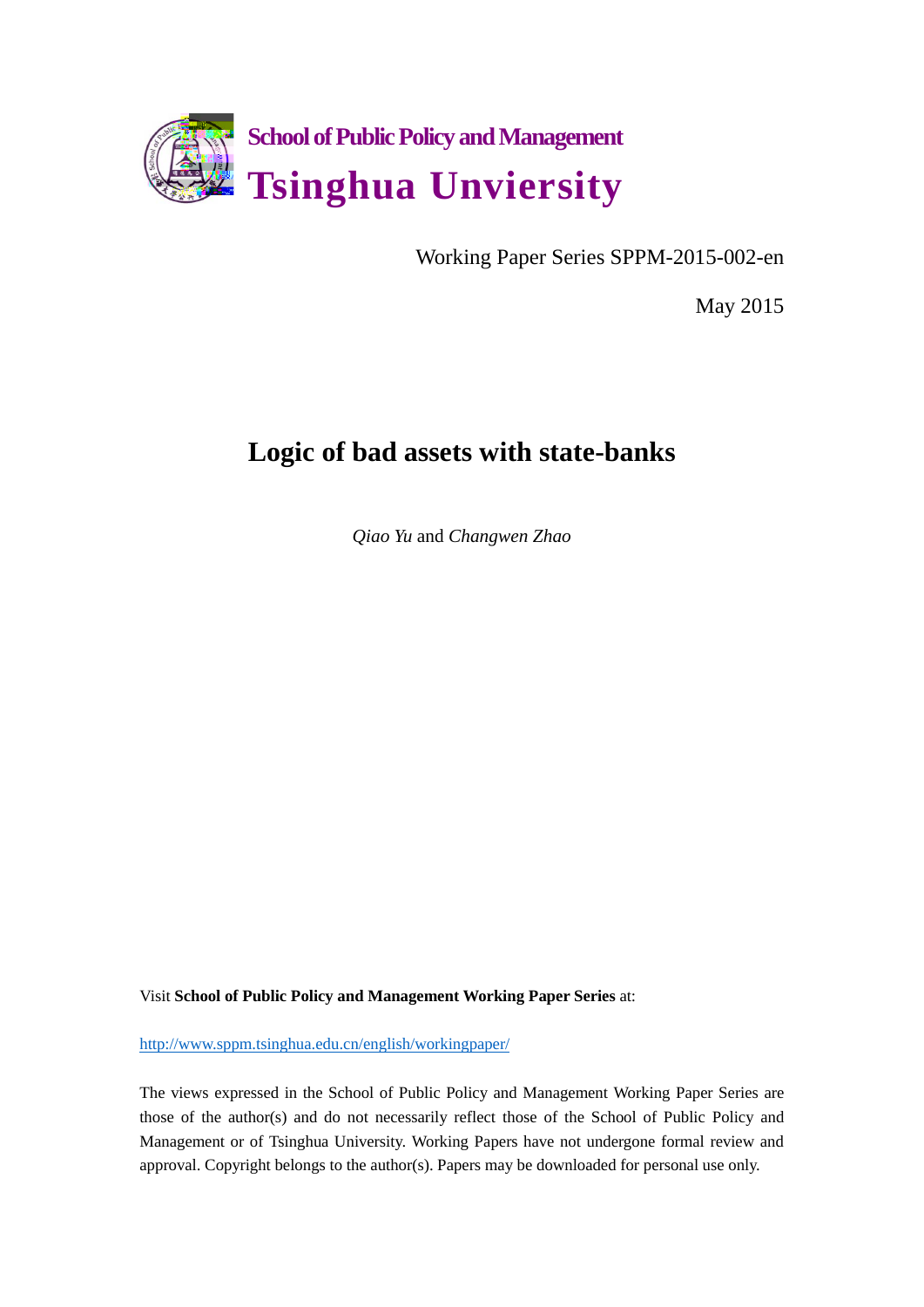**School of Public Policy and Management**

**Tsinghua Unviersity**

Working Paper Series SPPM-2015-002-en

May 2015

# Logic of bad assets with state-banks

*Qiao Yu* and *Changwen Zhao*

Visit **School of Public Policy and Management Working Paper Series** at:

http://www.sppm.tsinghua.edu.cn/english/workingpaper/

The views expressed in the School of Public Policy and Management Working Paper Series are those of the author(s) and do not necessarily reflect those of the School of Public Policy and Management or of Tsinghua University. Working Papers have not undergone formal review and approval. Copyright belongs to the author(s). Papers may be downloaded for personal use only.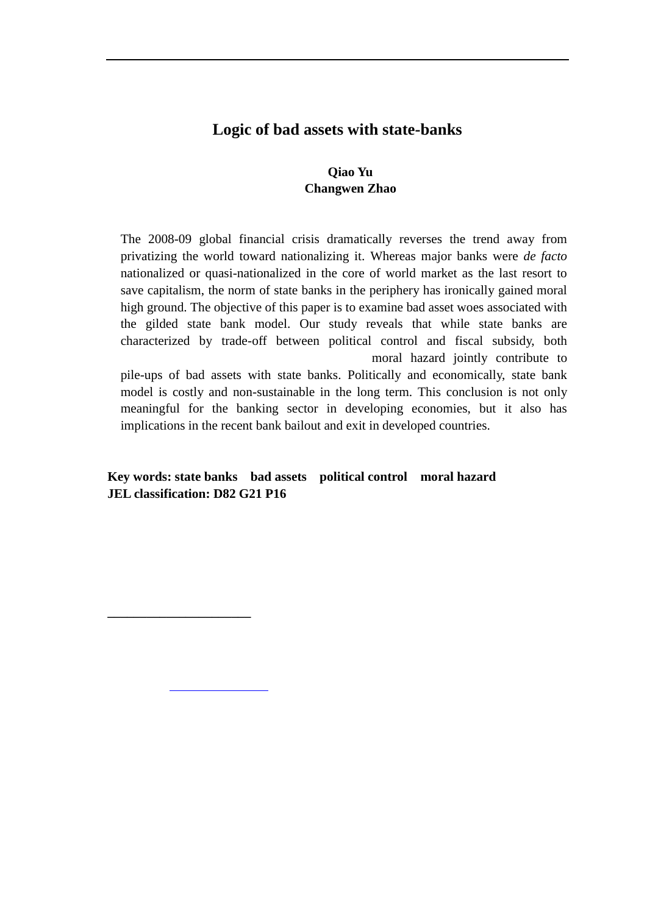# Logic of bad assets with state-banks

**Qiao Yu**
**Changwen Zhao**

The 2008-09 global financial crisis dramatically reverses the trend away from privatizing the world toward nationalizing it. Whereas major banks were *de facto* nationalized or quasi-nationalized in the core of world market as the last resort to save capitalism, the norm of state banks in the periphery has ironically gained moral high ground. The objective of this paper is to examine bad asset woes associated with the gilded state bank model. Our study reveals that while state banks are characterized by trade-off between political control and fiscal subsidy, both moral hazard jointly contribute to pile-ups of bad assets with state banks. Politically and economically, state bank model is costly and non-sustainable in the long term. This conclusion is not only meaningful for the banking sector in developing economies, but it also has implications in the recent bank bailout and exit in developed countries.

**Key words: state banks bad assets political control moral hazard**
**JEL classification: D82 G21 P16**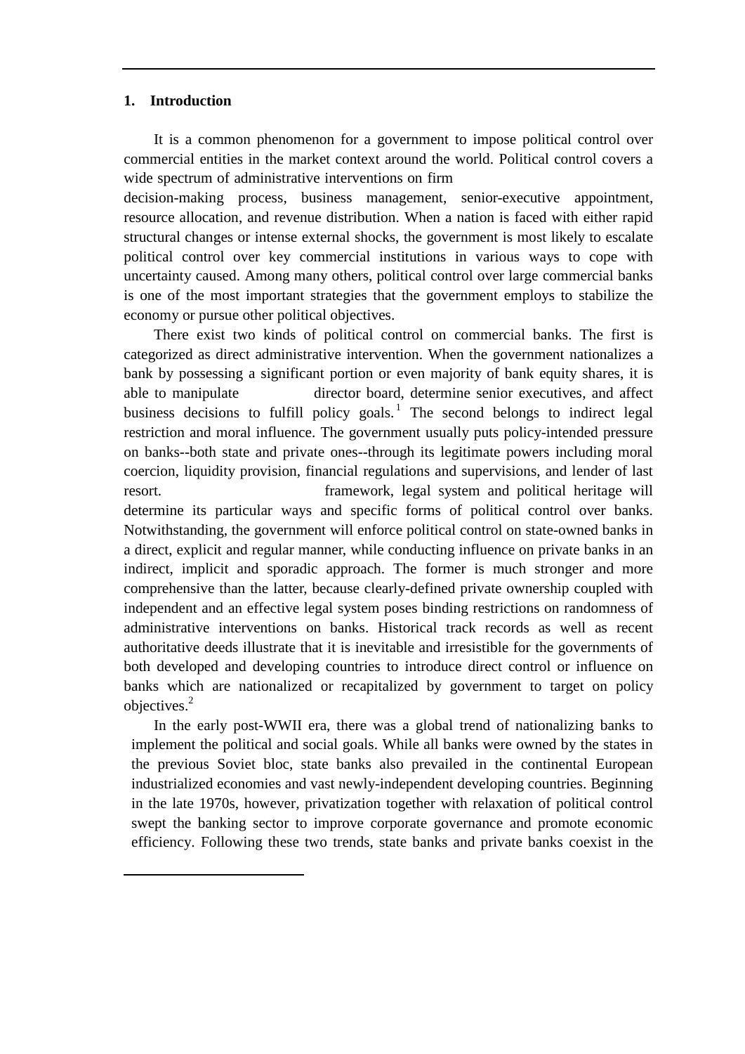## 1. Introduction

It is a common phenomenon for a government to impose political control over commercial entities in the market context around the world. Political control covers a wide spectrum of administrative interventions on firm decision-making process, business management, senior-executive appointment, resource allocation, and revenue distribution. When a nation is faced with either rapid structural changes or intense external shocks, the government is most likely to escalate political control over key commercial institutions in various ways to cope with uncertainty caused. Among many others, political control over large commercial banks is one of the most important strategies that the government employs to stabilize the economy or pursue other political objectives.

There exist two kinds of political control on commercial banks. The first is categorized as direct administrative intervention. When the government nationalizes a bank by possessing a significant portion or even majority of bank equity shares, it is able to manipulate director board, determine senior executives, and affect business decisions to fulfill policy goals.[1] The second belongs to indirect legal restriction and moral influence. The government usually puts policy-intended pressure on banks--both state and private ones--through its legitimate powers including moral coercion, liquidity provision, financial regulations and supervisions, and lender of last resort. framework, legal system and political heritage will determine its particular ways and specific forms of political control over banks. Notwithstanding, the government will enforce political control on state-owned banks in a direct, explicit and regular manner, while conducting influence on private banks in an indirect, implicit and sporadic approach. The former is much stronger and more comprehensive than the latter, because clearly-defined private ownership coupled with independent and an effective legal system poses binding restrictions on randomness of administrative interventions on banks. Historical track records as well as recent authoritative deeds illustrate that it is inevitable and irresistible for the governments of both developed and developing countries to introduce direct control or influence on banks which are nationalized or recapitalized by government to target on policy objectives.[2]

In the early post-WWII era, there was a global trend of nationalizing banks to implement the political and social goals. While all banks were owned by the states in the previous Soviet bloc, state banks also prevailed in the continental European industrialized economies and vast newly-independent developing countries. Beginning in the late 1970s, however, privatization together with relaxation of political control swept the banking sector to improve corporate governance and promote economic efficiency. Following these two trends, state banks and private banks coexist in the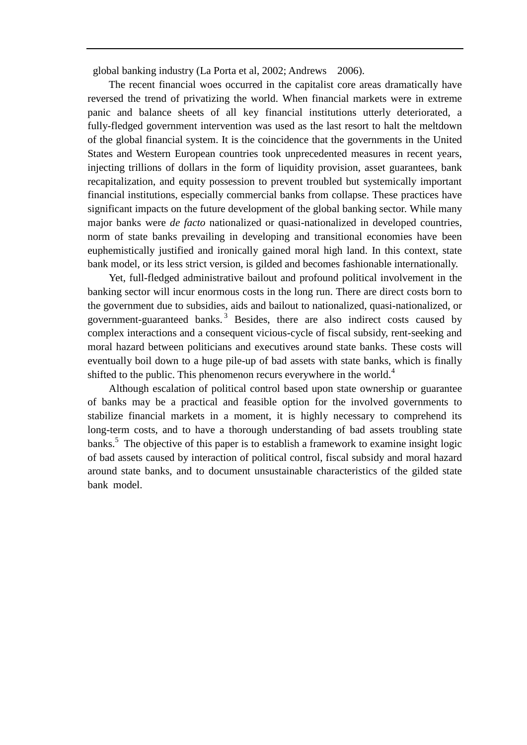global banking industry (La Porta et al, 2002; Andrews 2006).

The recent financial woes occurred in the capitalist core areas dramatically have reversed the trend of privatizing the world. When financial markets were in extreme panic and balance sheets of all key financial institutions utterly deteriorated, a fully-fledged government intervention was used as the last resort to halt the meltdown of the global financial system. It is the coincidence that the governments in the United States and Western European countries took unprecedented measures in recent years, injecting trillions of dollars in the form of liquidity provision, asset guarantees, bank recapitalization, and equity possession to prevent troubled but systemically important financial institutions, especially commercial banks from collapse. These practices have significant impacts on the future development of the global banking sector. While many major banks were *de facto* nationalized or quasi-nationalized in developed countries, norm of state banks prevailing in developing and transitional economies have been euphemistically justified and ironically gained moral high land. In this context, state bank model, or its less strict version, is gilded and becomes fashionable internationally.

Yet, full-fledged administrative bailout and profound political involvement in the banking sector will incur enormous costs in the long run. There are direct costs born to the government due to subsidies, aids and bailout to nationalized, quasi-nationalized, or government-guaranteed banks.[3] Besides, there are also indirect costs caused by complex interactions and a consequent vicious-cycle of fiscal subsidy, rent-seeking and moral hazard between politicians and executives around state banks. These costs will eventually boil down to a huge pile-up of bad assets with state banks, which is finally shifted to the public. This phenomenon recurs everywhere in the world.[4]

Although escalation of political control based upon state ownership or guarantee of banks may be a practical and feasible option for the involved governments to stabilize financial markets in a moment, it is highly necessary to comprehend its long-term costs, and to have a thorough understanding of bad assets troubling state banks.[5] The objective of this paper is to establish a framework to examine insight logic of bad assets caused by interaction of political control, fiscal subsidy and moral hazard around state banks, and to document unsustainable characteristics of the gilded state bank model.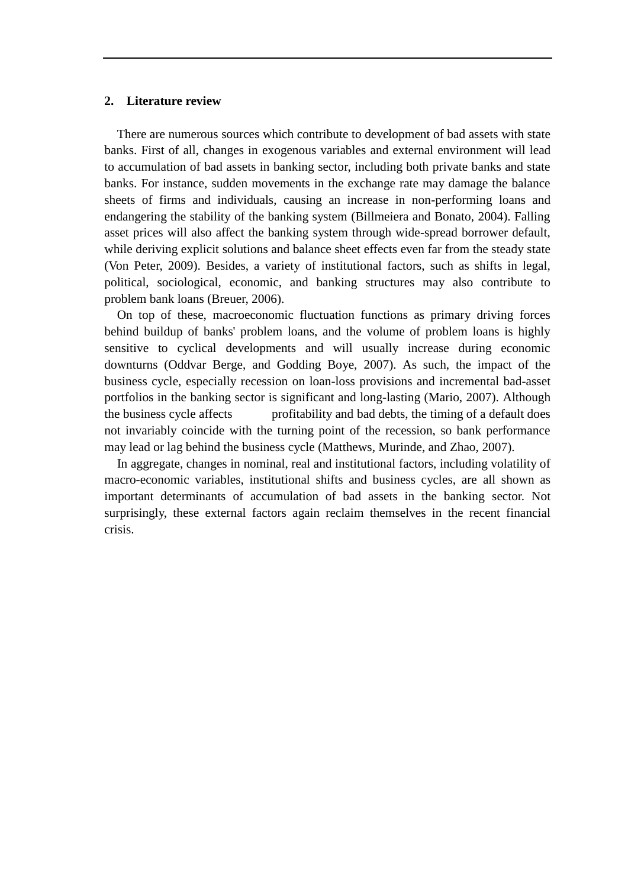## 2. Literature review

There are numerous sources which contribute to development of bad assets with state banks. First of all, changes in exogenous variables and external environment will lead to accumulation of bad assets in banking sector, including both private banks and state banks. For instance, sudden movements in the exchange rate may damage the balance sheets of firms and individuals, causing an increase in non-performing loans and endangering the stability of the banking system (Billmeiera and Bonato, 2004). Falling asset prices will also affect the banking system through wide-spread borrower default, while deriving explicit solutions and balance sheet effects even far from the steady state (Von Peter, 2009). Besides, a variety of institutional factors, such as shifts in legal, political, sociological, economic, and banking structures may also contribute to problem bank loans (Breuer, 2006).

On top of these, macroeconomic fluctuation functions as primary driving forces behind buildup of banks' problem loans, and the volume of problem loans is highly sensitive to cyclical developments and will usually increase during economic downturns (Oddvar Berge, and Godding Boye, 2007). As such, the impact of the business cycle, especially recession on loan-loss provisions and incremental bad-asset portfolios in the banking sector is significant and long-lasting (Mario, 2007). Although the business cycle affects profitability and bad debts, the timing of a default does not invariably coincide with the turning point of the recession, so bank performance may lead or lag behind the business cycle (Matthews, Murinde, and Zhao, 2007).

In aggregate, changes in nominal, real and institutional factors, including volatility of macro-economic variables, institutional shifts and business cycles, are all shown as important determinants of accumulation of bad assets in the banking sector. Not surprisingly, these external factors again reclaim themselves in the recent financial crisis.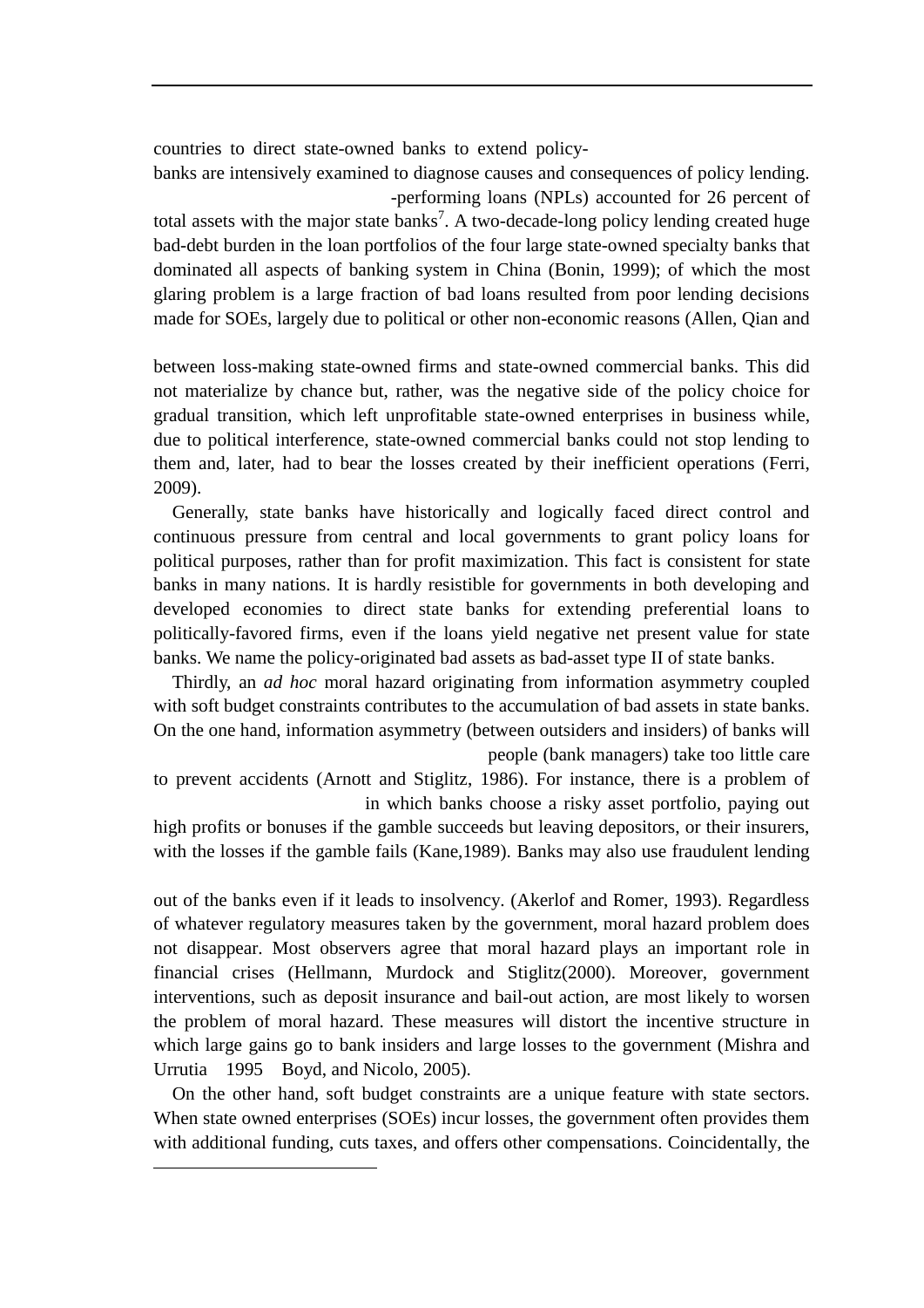countries to direct state-owned banks to extend policy-
banks are intensively examined to diagnose causes and consequences of policy lending.
-performing loans (NPLs) accounted for 26 percent of total assets with the major state banks[7]. A two-decade-long policy lending created huge bad-debt burden in the loan portfolios of the four large state-owned specialty banks that dominated all aspects of banking system in China (Bonin, 1999); of which the most glaring problem is a large fraction of bad loans resulted from poor lending decisions made for SOEs, largely due to political or other non-economic reasons (Allen, Qian and

between loss-making state-owned firms and state-owned commercial banks. This did not materialize by chance but, rather, was the negative side of the policy choice for gradual transition, which left unprofitable state-owned enterprises in business while, due to political interference, state-owned commercial banks could not stop lending to them and, later, had to bear the losses created by their inefficient operations (Ferri, 2009).

Generally, state banks have historically and logically faced direct control and continuous pressure from central and local governments to grant policy loans for political purposes, rather than for profit maximization. This fact is consistent for state banks in many nations. It is hardly resistible for governments in both developing and developed economies to direct state banks for extending preferential loans to politically-favored firms, even if the loans yield negative net present value for state banks. We name the policy-originated bad assets as bad-asset type II of state banks.

Thirdly, an *ad hoc* moral hazard originating from information asymmetry coupled with soft budget constraints contributes to the accumulation of bad assets in state banks. On the one hand, information asymmetry (between outsiders and insiders) of banks will
people (bank managers) take too little care to prevent accidents (Arnott and Stiglitz, 1986). For instance, there is a problem of
in which banks choose a risky asset portfolio, paying out high profits or bonuses if the gamble succeeds but leaving depositors, or their insurers, with the losses if the gamble fails (Kane,1989). Banks may also use fraudulent lending

out of the banks even if it leads to insolvency. (Akerlof and Romer, 1993). Regardless of whatever regulatory measures taken by the government, moral hazard problem does not disappear. Most observers agree that moral hazard plays an important role in financial crises (Hellmann, Murdock and Stiglitz(2000). Moreover, government interventions, such as deposit insurance and bail-out action, are most likely to worsen the problem of moral hazard. These measures will distort the incentive structure in which large gains go to bank insiders and large losses to the government (Mishra and Urrutia 1995 Boyd, and Nicolo, 2005).

On the other hand, soft budget constraints are a unique feature with state sectors. When state owned enterprises (SOEs) incur losses, the government often provides them with additional funding, cuts taxes, and offers other compensations. Coincidentally, the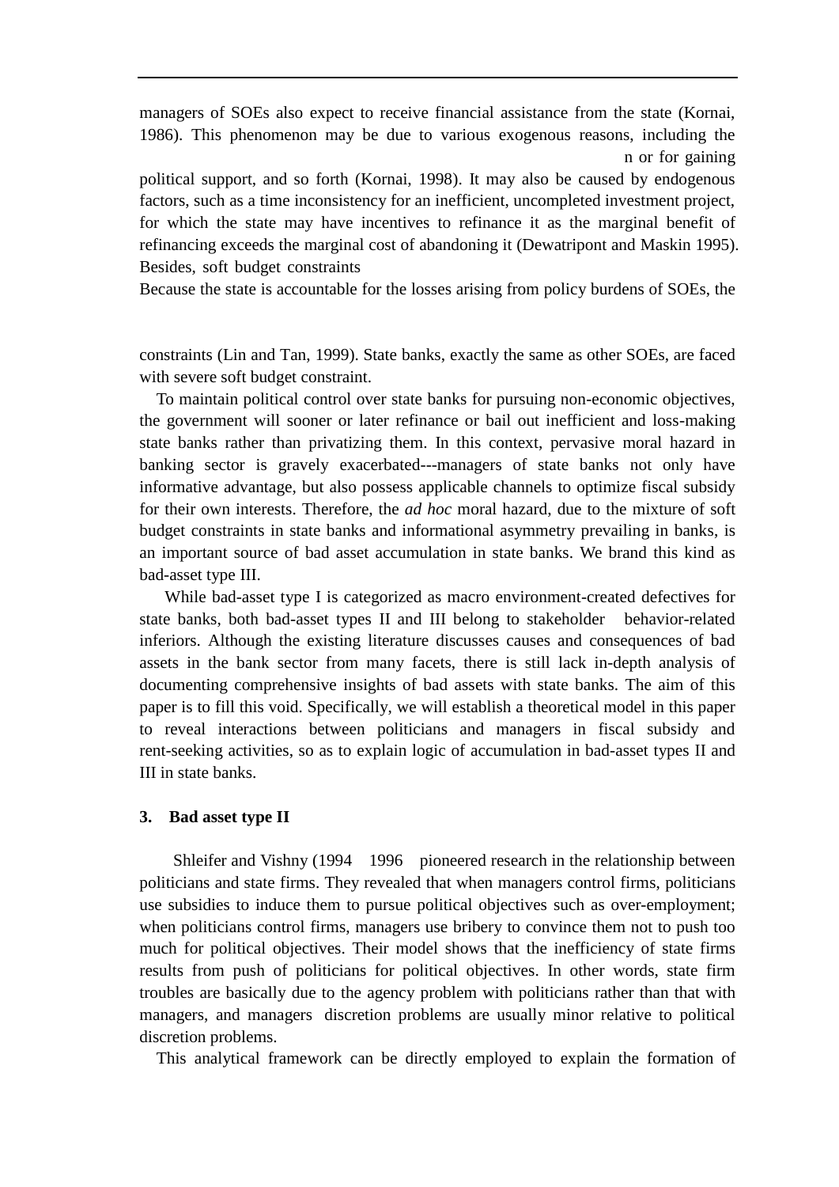managers of SOEs also expect to receive financial assistance from the state (Kornai, 1986). This phenomenon may be due to various exogenous reasons, including the n or for gaining political support, and so forth (Kornai, 1998). It may also be caused by endogenous factors, such as a time inconsistency for an inefficient, uncompleted investment project, for which the state may have incentives to refinance it as the marginal benefit of refinancing exceeds the marginal cost of abandoning it (Dewatripont and Maskin 1995). Besides, soft budget constraints

Because the state is accountable for the losses arising from policy burdens of SOEs, the

constraints (Lin and Tan, 1999). State banks, exactly the same as other SOEs, are faced with severe soft budget constraint.

To maintain political control over state banks for pursuing non-economic objectives, the government will sooner or later refinance or bail out inefficient and loss-making state banks rather than privatizing them. In this context, pervasive moral hazard in banking sector is gravely exacerbated---managers of state banks not only have informative advantage, but also possess applicable channels to optimize fiscal subsidy for their own interests. Therefore, the *ad hoc* moral hazard, due to the mixture of soft budget constraints in state banks and informational asymmetry prevailing in banks, is an important source of bad asset accumulation in state banks. We brand this kind as bad-asset type III.

While bad-asset type I is categorized as macro environment-created defectives for state banks, both bad-asset types II and III belong to stakeholder behavior-related inferiors. Although the existing literature discusses causes and consequences of bad assets in the bank sector from many facets, there is still lack in-depth analysis of documenting comprehensive insights of bad assets with state banks. The aim of this paper is to fill this void. Specifically, we will establish a theoretical model in this paper to reveal interactions between politicians and managers in fiscal subsidy and rent-seeking activities, so as to explain logic of accumulation in bad-asset types II and III in state banks.

## 3. Bad asset type II

Shleifer and Vishny (1994 1996 pioneered research in the relationship between politicians and state firms. They revealed that when managers control firms, politicians use subsidies to induce them to pursue political objectives such as over-employment; when politicians control firms, managers use bribery to convince them not to push too much for political objectives. Their model shows that the inefficiency of state firms results from push of politicians for political objectives. In other words, state firm troubles are basically due to the agency problem with politicians rather than that with managers, and managers discretion problems are usually minor relative to political discretion problems.

This analytical framework can be directly employed to explain the formation of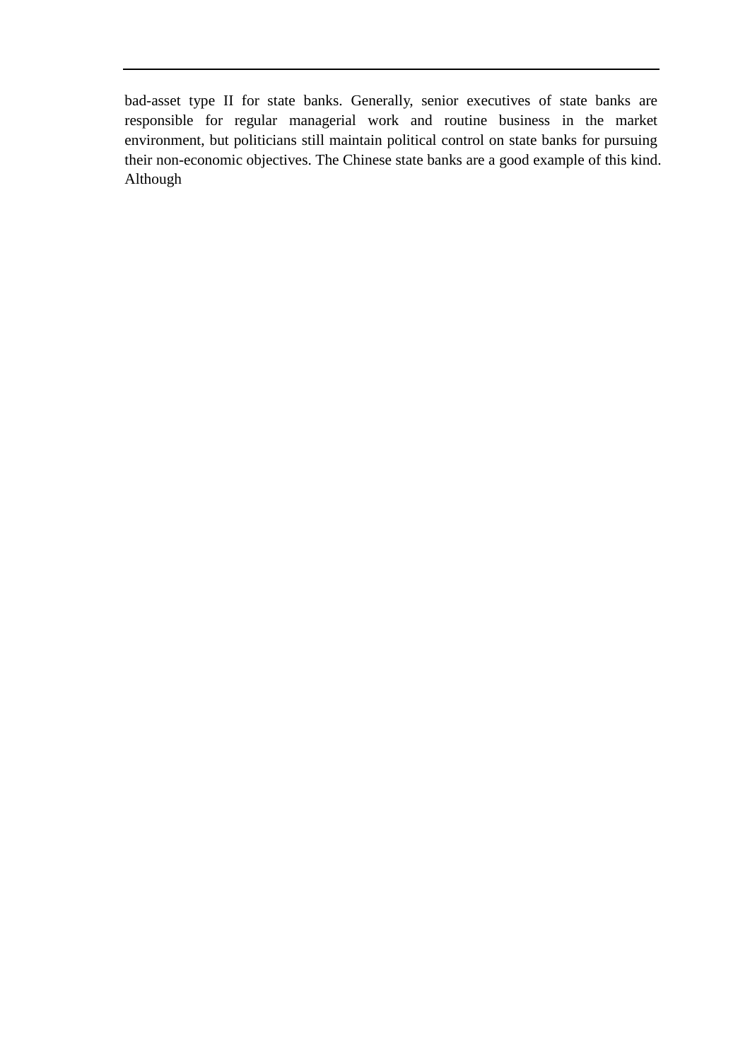bad-asset type II for state banks. Generally, senior executives of state banks are responsible for regular managerial work and routine business in the market environment, but politicians still maintain political control on state banks for pursuing their non-economic objectives. The Chinese state banks are a good example of this kind. Although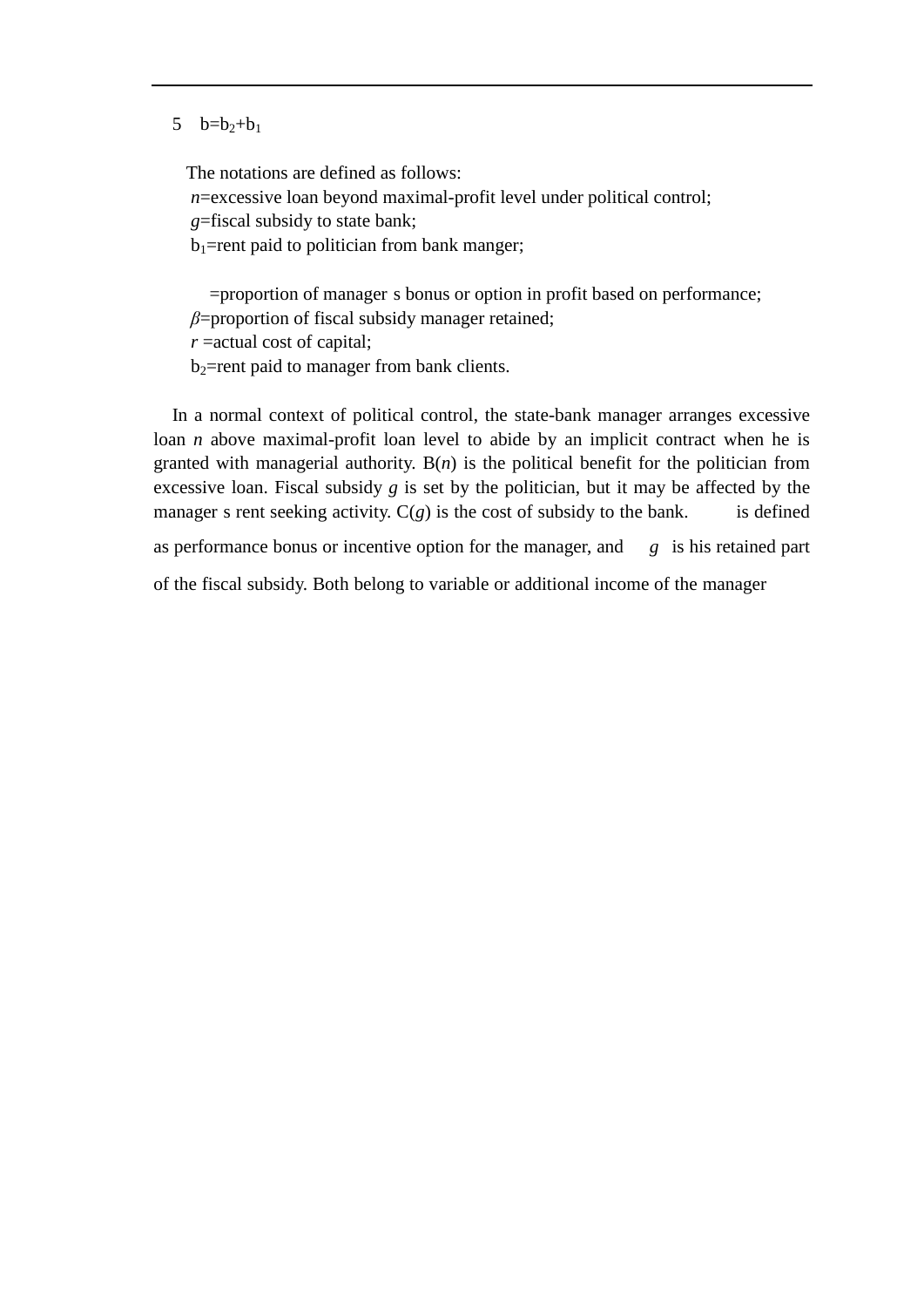5 $b=b_2+b_1$

The notations are defined as follows:

$n$=excessive loan beyond maximal-profit level under political control;

$g$=fiscal subsidy to state bank;

$b_1$=rent paid to politician from bank manger;

=proportion of manager s bonus or option in profit based on performance;

$\beta$=proportion of fiscal subsidy manager retained;

$r$ =actual cost of capital;

$b_2$=rent paid to manager from bank clients.

In a normal context of political control, the state-bank manager arranges excessive loan $n$ above maximal-profit loan level to abide by an implicit contract when he is granted with managerial authority. B($n$) is the political benefit for the politician from excessive loan. Fiscal subsidy $g$ is set by the politician, but it may be affected by the manager s rent seeking activity. C($g$) is the cost of subsidy to the bank. is defined as performance bonus or incentive option for the manager, and $g$ is his retained part of the fiscal subsidy. Both belong to variable or additional income of the manager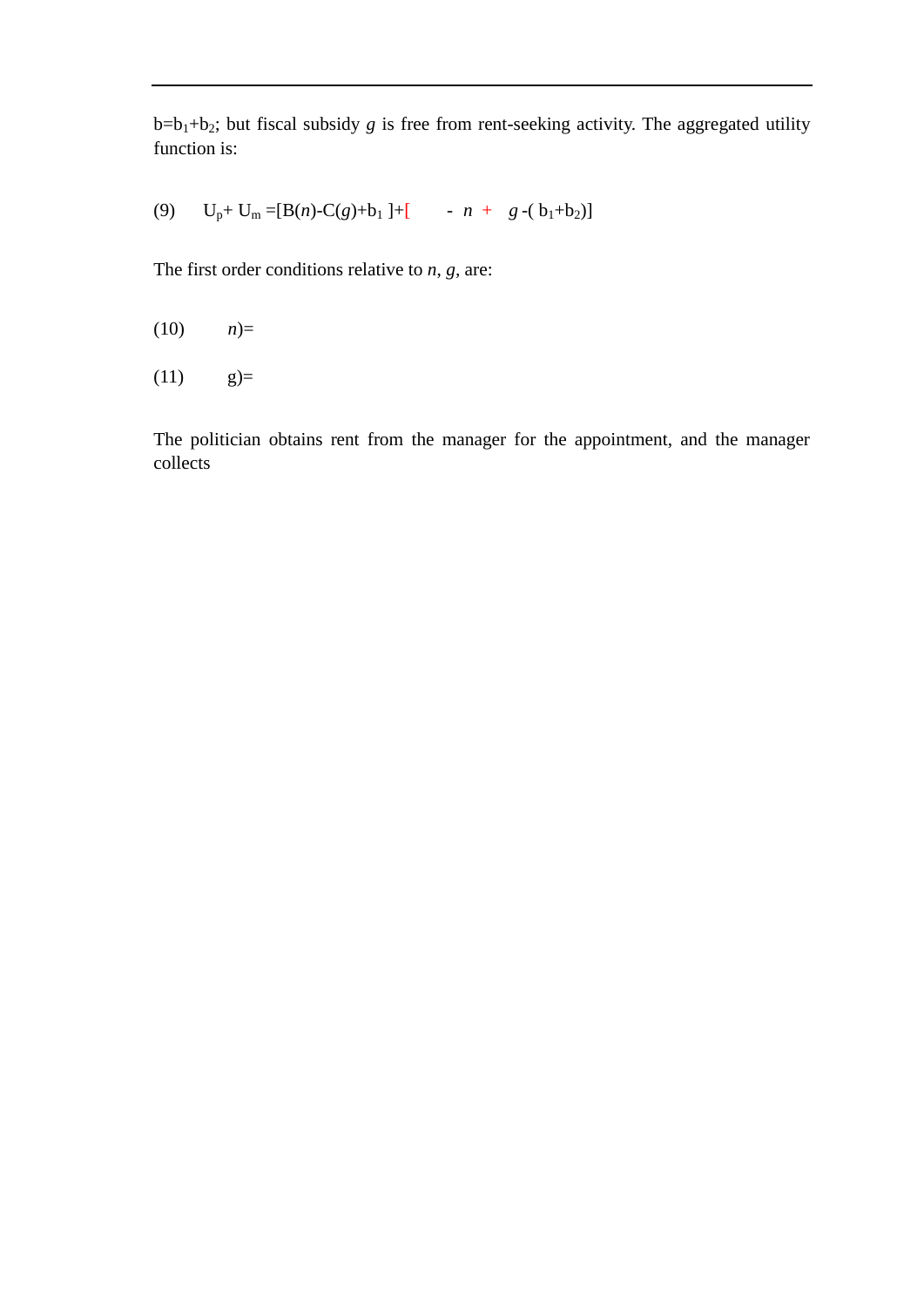$b=b_1+b_2$; but fiscal subsidy $g$ is free from rent-seeking activity. The aggregated utility function is:

$$\text{(9)} \quad U_p+U_m=[B(n)-C(g)+b_1]+[\quad - n + \quad g-(b_1+b_2)]$$

The first order conditions relative to $n$, $g$, are:

(10) $\quad n)=$

(11) $\quad g)=$

The politician obtains rent from the manager for the appointment, and the manager collects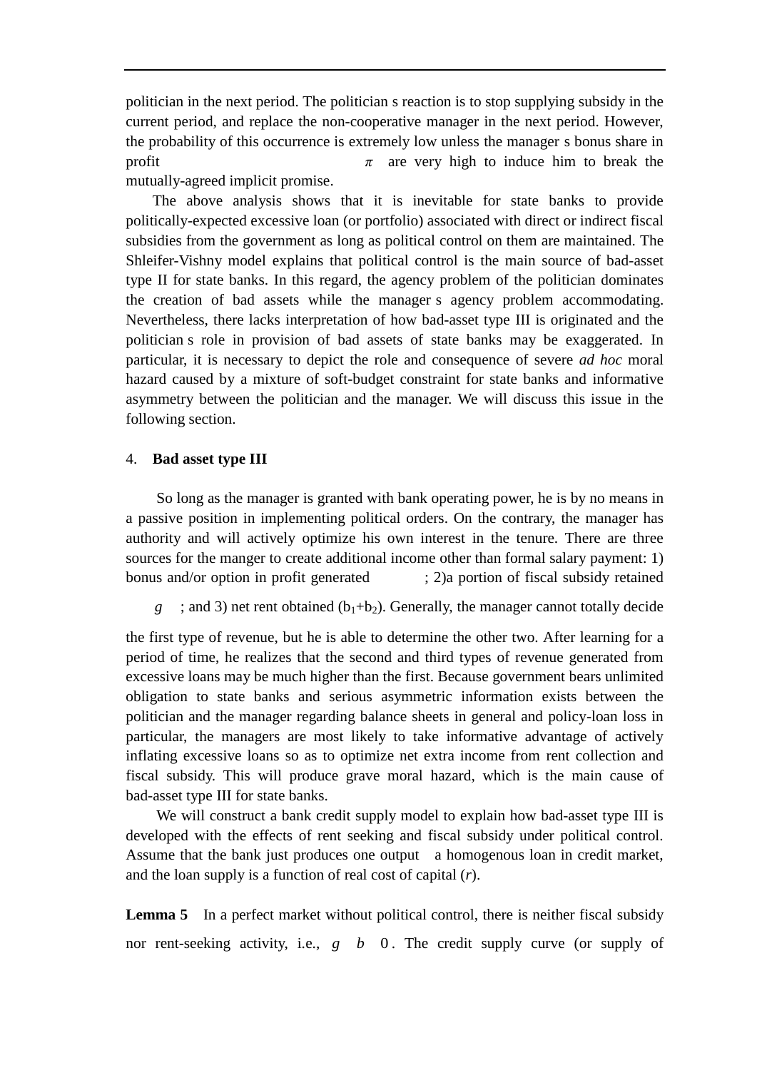politician in the next period. The politician s reaction is to stop supplying subsidy in the current period, and replace the non-cooperative manager in the next period. However, the probability of this occurrence is extremely low unless the manager s bonus share in profit $\pi$ are very high to induce him to break the mutually-agreed implicit promise.

The above analysis shows that it is inevitable for state banks to provide politically-expected excessive loan (or portfolio) associated with direct or indirect fiscal subsidies from the government as long as political control on them are maintained. The Shleifer-Vishny model explains that political control is the main source of bad-asset type II for state banks. In this regard, the agency problem of the politician dominates the creation of bad assets while the manager s agency problem accommodating. Nevertheless, there lacks interpretation of how bad-asset type III is originated and the politician s role in provision of bad assets of state banks may be exaggerated. In particular, it is necessary to depict the role and consequence of severe *ad hoc* moral hazard caused by a mixture of soft-budget constraint for state banks and informative asymmetry between the politician and the manager. We will discuss this issue in the following section.

## 4. **Bad asset type III**

So long as the manager is granted with bank operating power, he is by no means in a passive position in implementing political orders. On the contrary, the manager has authority and will actively optimize his own interest in the tenure. There are three sources for the manger to create additional income other than formal salary payment: 1) bonus and/or option in profit generated ; 2)a portion of fiscal subsidy retained $g$ ; and 3) net rent obtained ($b_1$+$b_2$). Generally, the manager cannot totally decide the first type of revenue, but he is able to determine the other two. After learning for a period of time, he realizes that the second and third types of revenue generated from excessive loans may be much higher than the first. Because government bears unlimited obligation to state banks and serious asymmetric information exists between the politician and the manager regarding balance sheets in general and policy-loan loss in particular, the managers are most likely to take informative advantage of actively inflating excessive loans so as to optimize net extra income from rent collection and fiscal subsidy. This will produce grave moral hazard, which is the main cause of bad-asset type III for state banks.

We will construct a bank credit supply model to explain how bad-asset type III is developed with the effects of rent seeking and fiscal subsidy under political control. Assume that the bank just produces one output a homogenous loan in credit market, and the loan supply is a function of real cost of capital ($r$).

**Lemma 5** In a perfect market without political control, there is neither fiscal subsidy nor rent-seeking activity, i.e., $g \quad b \quad 0$. The credit supply curve (or supply of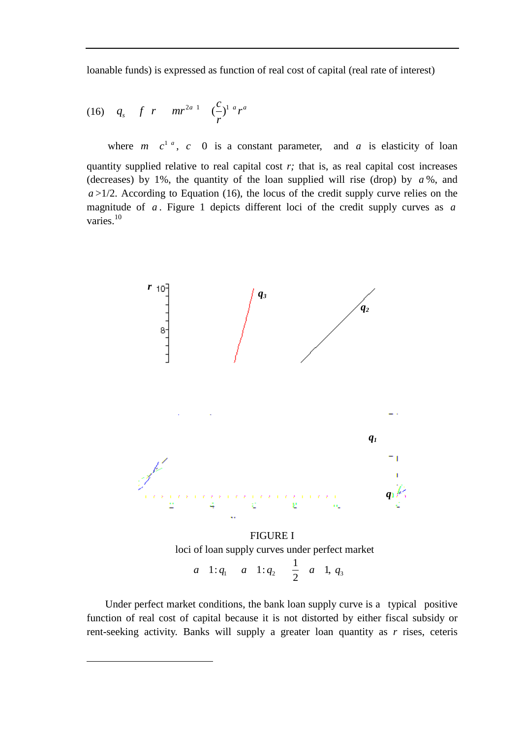loanable funds) is expressed as function of real cost of capital (real rate of interest)

$$(16) \quad q_s \quad f \quad r \qquad mr^{2a \quad 1} \qquad (\frac{c}{r})^{1 \quad a} r^{a}$$

where $m \quad c^{1 \quad a}$, $c \quad 0$ is a constant parameter, and $a$ is elasticity of loan quantity supplied relative to real capital cost *r;* that is, as real capital cost increases (decreases) by 1%, the quantity of the loan supplied will rise (drop) by $a$%, and $a$>1/2. According to Equation (16), the locus of the credit supply curve relies on the magnitude of $a$. Figure 1 depicts different loci of the credit supply curves as $a$ varies.[10]

FIGURE I

loci of loan supply curves under perfect market

$$a \quad 1: q_1 \qquad a \quad 1: q_2 \qquad \frac{1}{2} \quad a \quad 1, \; q_3$$

Under perfect market conditions, the bank loan supply curve is a typical positive function of real cost of capital because it is not distorted by either fiscal subsidy or rent-seeking activity. Banks will supply a greater loan quantity as $r$ rises, ceteris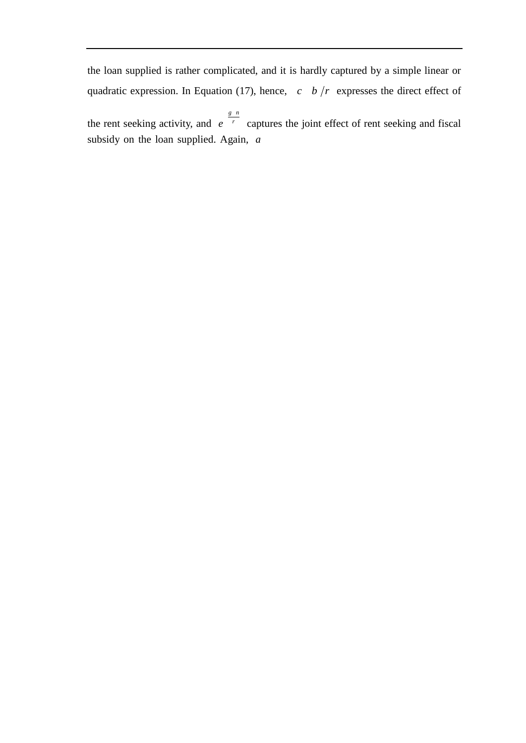the loan supplied is rather complicated, and it is hardly captured by a simple linear or quadratic expression. In Equation (17), hence, $c \quad b/r$ expresses the direct effect of the rent seeking activity, and $e^{\frac{g \quad n}{r}}$ captures the joint effect of rent seeking and fiscal subsidy on the loan supplied. Again, $a$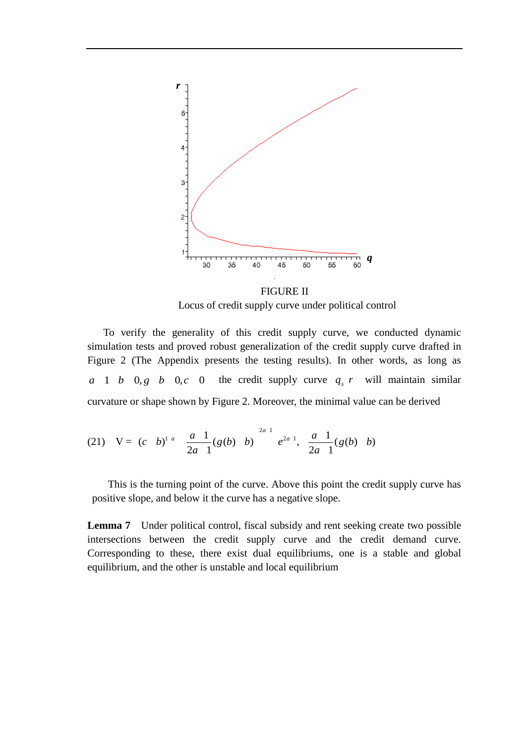FIGURE II

Locus of credit supply curve under political control

To verify the generality of this credit supply curve, we conducted dynamic simulation tests and proved robust generalization of the credit supply curve drafted in Figure 2 (The Appendix presents the testing results). In other words, as long as $a \quad 1 \quad b \quad 0, g \quad b \quad 0, c \quad 0$ the credit supply curve $q_s \; r$ will maintain similar curvature or shape shown by Figure 2. Moreover, the minimal value can be derived

$$\text{(21)} \quad \text{V} = \; (c \quad b)^{1 \;\; a} \quad \frac{a \quad 1}{2a \quad 1}(g(b) \quad b)^{\;2a \;\; 1} \quad e^{2a \;\; 1}, \quad \frac{a \quad 1}{2a \quad 1}(g(b) \quad b)$$

This is the turning point of the curve. Above this point the credit supply curve has positive slope, and below it the curve has a negative slope.

**Lemma 7** Under political control, fiscal subsidy and rent seeking create two possible intersections between the credit supply curve and the credit demand curve. Corresponding to these, there exist dual equilibriums, one is a stable and global equilibrium, and the other is unstable and local equilibrium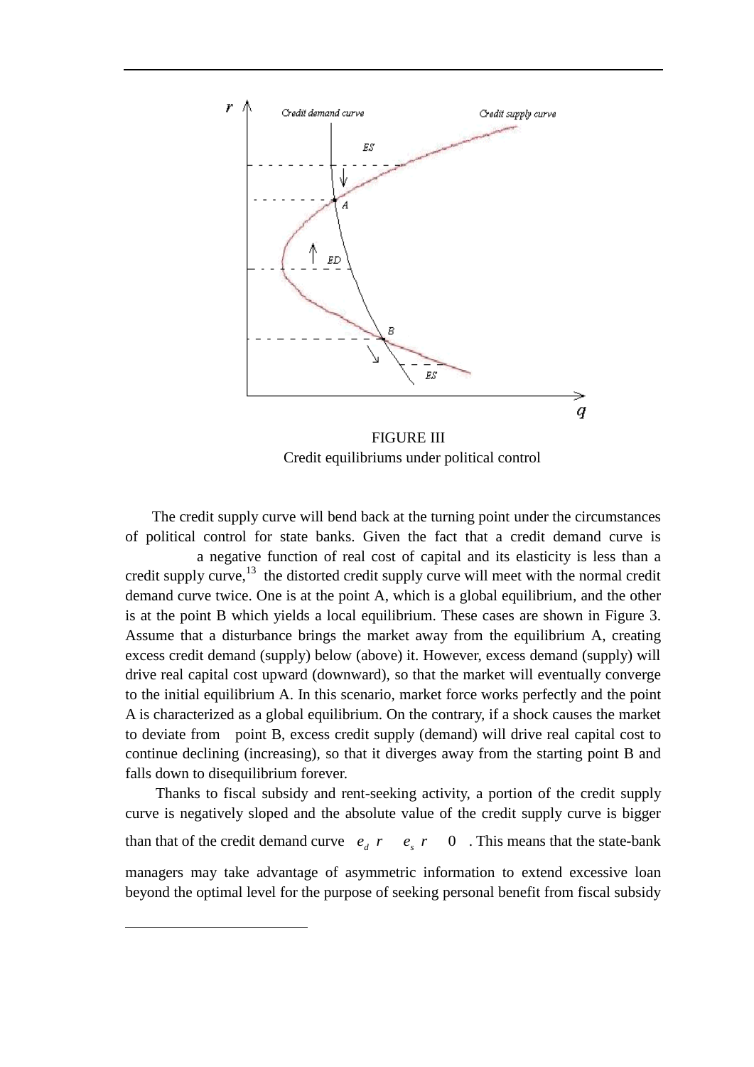FIGURE III

Credit equilibriums under political control

The credit supply curve will bend back at the turning point under the circumstances of political control for state banks. Given the fact that a credit demand curve is a negative function of real cost of capital and its elasticity is less than a credit supply curve,[13] the distorted credit supply curve will meet with the normal credit demand curve twice. One is at the point A, which is a global equilibrium, and the other is at the point B which yields a local equilibrium. These cases are shown in Figure 3. Assume that a disturbance brings the market away from the equilibrium A, creating excess credit demand (supply) below (above) it. However, excess demand (supply) will drive real capital cost upward (downward), so that the market will eventually converge to the initial equilibrium A. In this scenario, market force works perfectly and the point A is characterized as a global equilibrium. On the contrary, if a shock causes the market to deviate from point B, excess credit supply (demand) will drive real capital cost to continue declining (increasing), so that it diverges away from the starting point B and falls down to disequilibrium forever.

Thanks to fiscal subsidy and rent-seeking activity, a portion of the credit supply curve is negatively sloped and the absolute value of the credit supply curve is bigger than that of the credit demand curve $e_d\, r \quad e_s\, r \quad 0$. This means that the state-bank managers may take advantage of asymmetric information to extend excessive loan beyond the optimal level for the purpose of seeking personal benefit from fiscal subsidy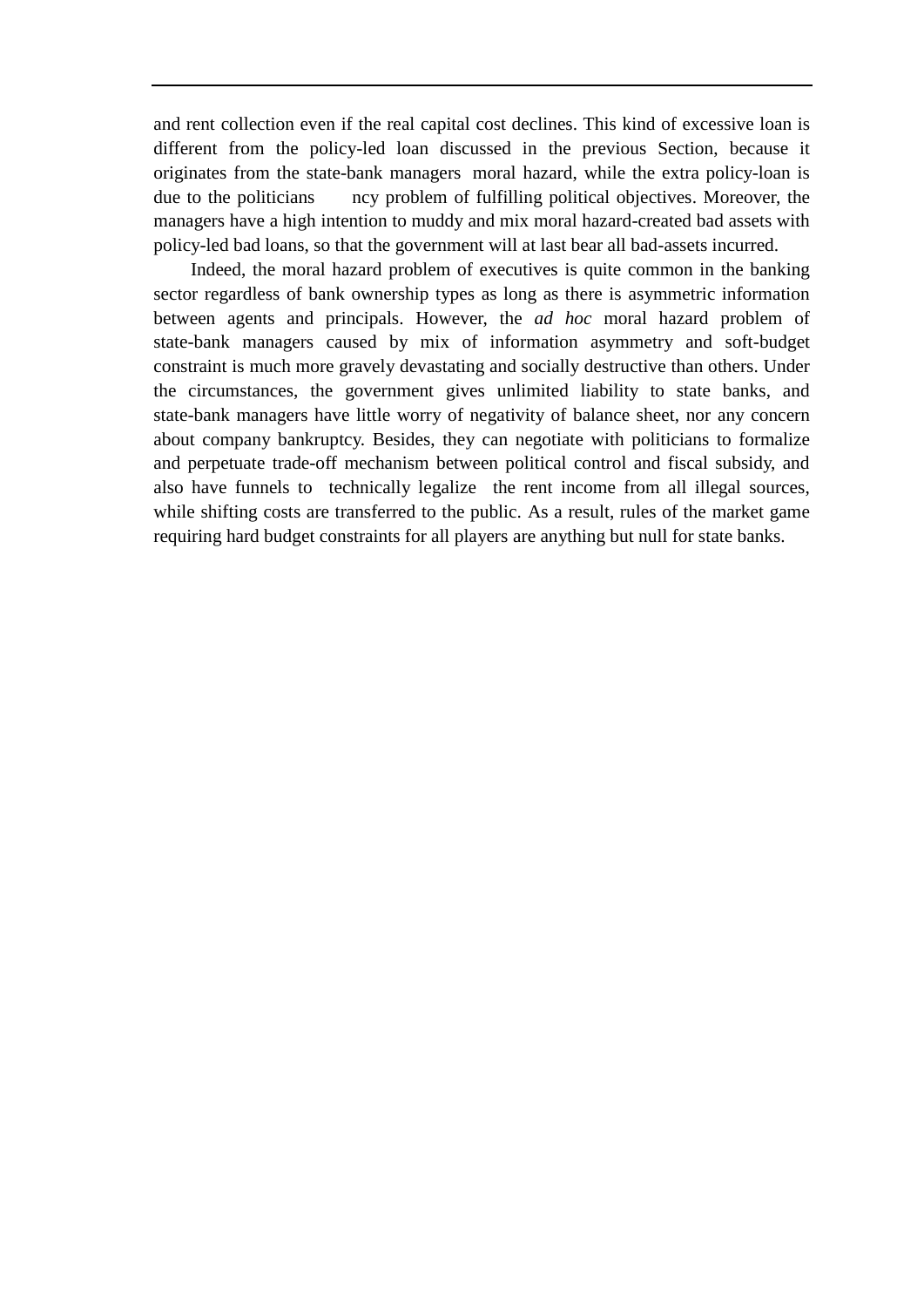and rent collection even if the real capital cost declines. This kind of excessive loan is different from the policy-led loan discussed in the previous Section, because it originates from the state-bank managers moral hazard, while the extra policy-loan is due to the politicians ncy problem of fulfilling political objectives. Moreover, the managers have a high intention to muddy and mix moral hazard-created bad assets with policy-led bad loans, so that the government will at last bear all bad-assets incurred.

Indeed, the moral hazard problem of executives is quite common in the banking sector regardless of bank ownership types as long as there is asymmetric information between agents and principals. However, the *ad hoc* moral hazard problem of state-bank managers caused by mix of information asymmetry and soft-budget constraint is much more gravely devastating and socially destructive than others. Under the circumstances, the government gives unlimited liability to state banks, and state-bank managers have little worry of negativity of balance sheet, nor any concern about company bankruptcy. Besides, they can negotiate with politicians to formalize and perpetuate trade-off mechanism between political control and fiscal subsidy, and also have funnels to technically legalize the rent income from all illegal sources, while shifting costs are transferred to the public. As a result, rules of the market game requiring hard budget constraints for all players are anything but null for state banks.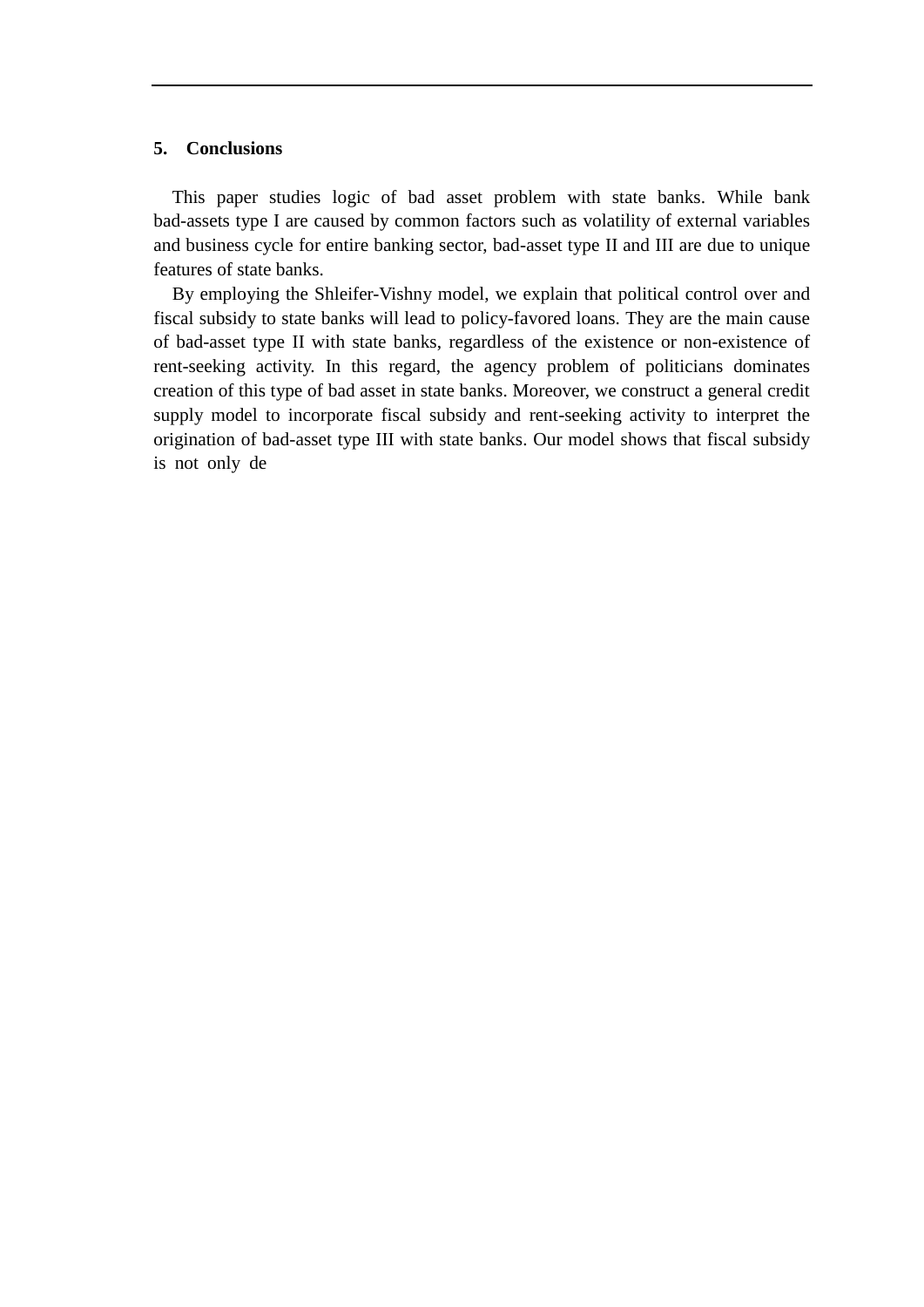## 5. Conclusions

This paper studies logic of bad asset problem with state banks. While bank bad-assets type I are caused by common factors such as volatility of external variables and business cycle for entire banking sector, bad-asset type II and III are due to unique features of state banks.

By employing the Shleifer-Vishny model, we explain that political control over and fiscal subsidy to state banks will lead to policy-favored loans. They are the main cause of bad-asset type II with state banks, regardless of the existence or non-existence of rent-seeking activity. In this regard, the agency problem of politicians dominates creation of this type of bad asset in state banks. Moreover, we construct a general credit supply model to incorporate fiscal subsidy and rent-seeking activity to interpret the origination of bad-asset type III with state banks. Our model shows that fiscal subsidy is not only de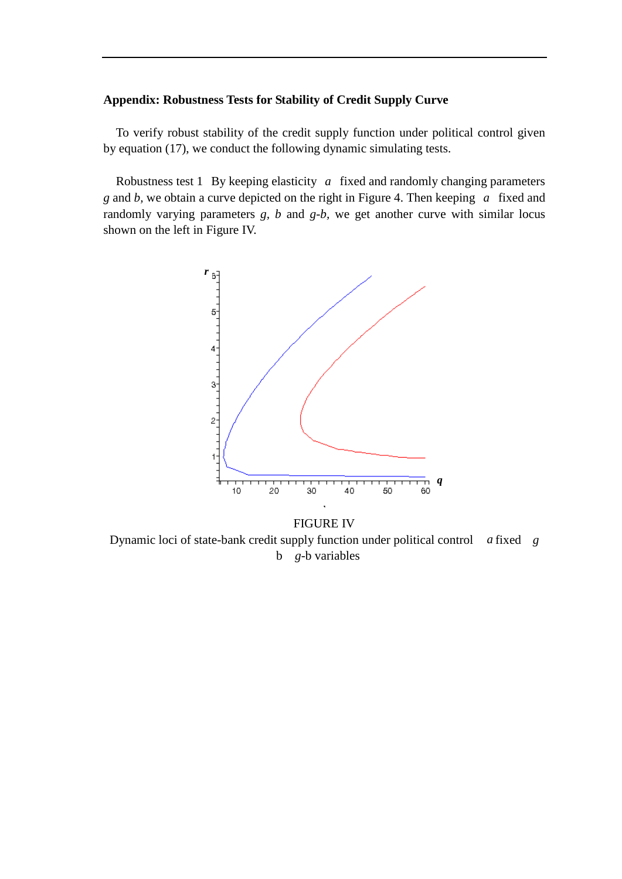## Appendix: Robustness Tests for Stability of Credit Supply Curve

To verify robust stability of the credit supply function under political control given by equation (17), we conduct the following dynamic simulating tests.

Robustness test 1 By keeping elasticity $a$ fixed and randomly changing parameters $g$ and $b$, we obtain a curve depicted on the right in Figure 4. Then keeping $a$ fixed and randomly varying parameters $g$, $b$ and $g$-$b$, we get another curve with similar locus shown on the left in Figure IV.

FIGURE IV

Dynamic loci of state-bank credit supply function under political control $a$ fixed $g$ b $g$-b variables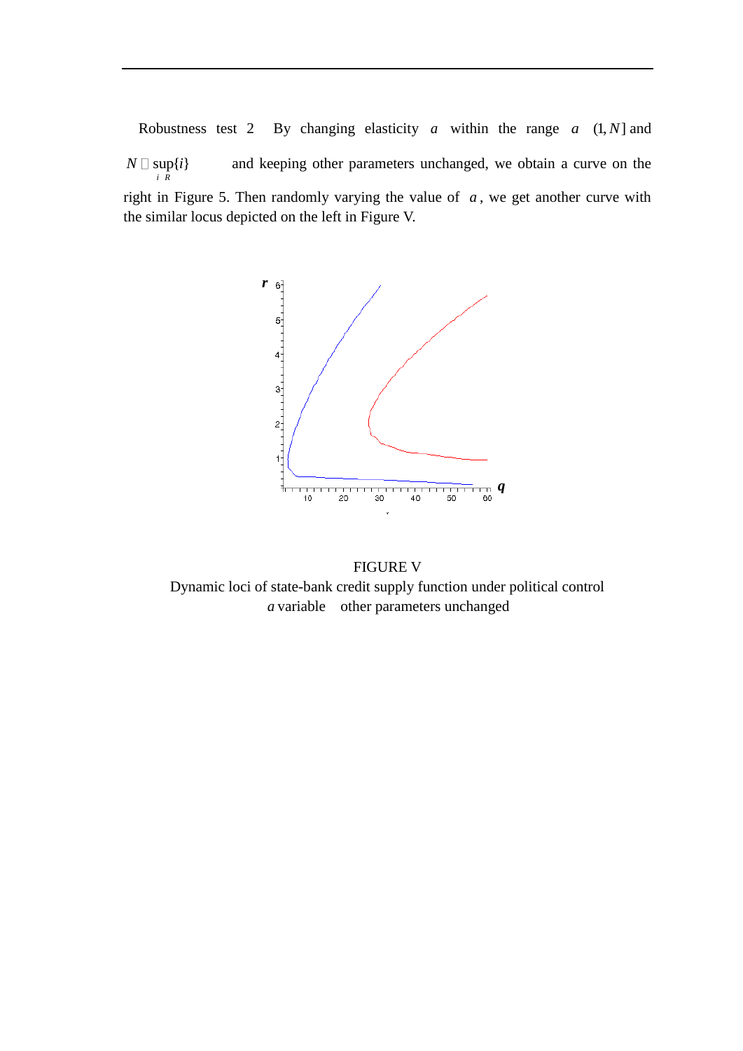Robustness test 2 By changing elasticity $a$ within the range $a \in (1, N]$ and $N \equiv \sup_{i \in R}\{i\}$ and keeping other parameters unchanged, we obtain a curve on the right in Figure 5. Then randomly varying the value of $a$, we get another curve with the similar locus depicted on the left in Figure V.

FIGURE V

Dynamic loci of state-bank credit supply function under political control

$a$ variable other parameters unchanged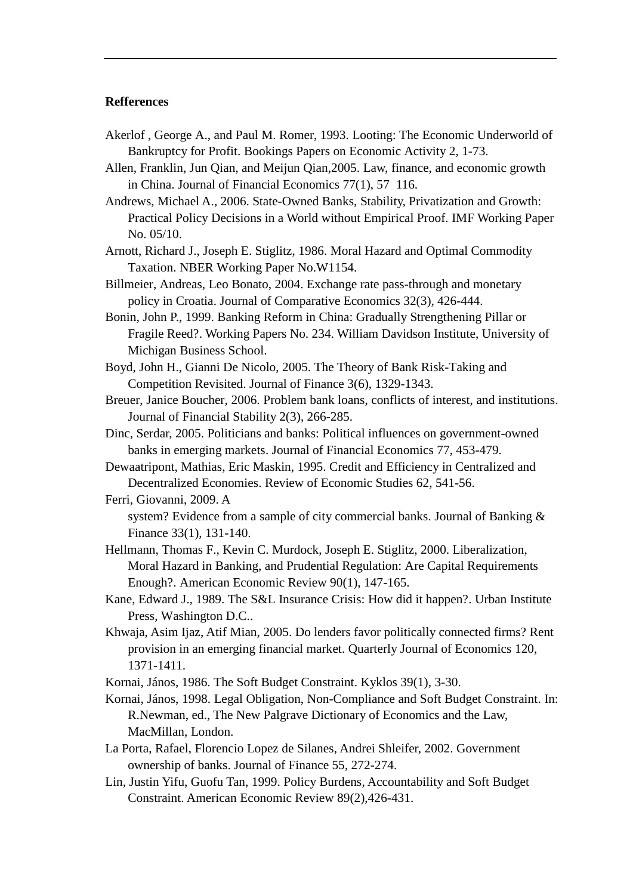**Refferences**

Akerlof , George A., and Paul M. Romer, 1993. Looting: The Economic Underworld of Bankruptcy for Profit. Bookings Papers on Economic Activity 2, 1-73.

Allen, Franklin, Jun Qian, and Meijun Qian,2005. Law, finance, and economic growth in China. Journal of Financial Economics 77(1), 57 116.

Andrews, Michael A., 2006. State-Owned Banks, Stability, Privatization and Growth: Practical Policy Decisions in a World without Empirical Proof. IMF Working Paper No. 05/10.

Arnott, Richard J., Joseph E. Stiglitz, 1986. Moral Hazard and Optimal Commodity Taxation. NBER Working Paper No.W1154.

Billmeier, Andreas, Leo Bonato, 2004. Exchange rate pass-through and monetary policy in Croatia. Journal of Comparative Economics 32(3), 426-444.

Bonin, John P., 1999. Banking Reform in China: Gradually Strengthening Pillar or Fragile Reed?. Working Papers No. 234. William Davidson Institute, University of Michigan Business School.

Boyd, John H., Gianni De Nicolo, 2005. The Theory of Bank Risk-Taking and Competition Revisited. Journal of Finance 3(6), 1329-1343.

Breuer, Janice Boucher, 2006. Problem bank loans, conflicts of interest, and institutions. Journal of Financial Stability 2(3), 266-285.

Dinc, Serdar, 2005. Politicians and banks: Political influences on government-owned banks in emerging markets. Journal of Financial Economics 77, 453-479.

Dewaatripont, Mathias, Eric Maskin, 1995. Credit and Efficiency in Centralized and Decentralized Economies. Review of Economic Studies 62, 541-56.

Ferri, Giovanni, 2009. A
system? Evidence from a sample of city commercial banks. Journal of Banking & Finance 33(1), 131-140.

Hellmann, Thomas F., Kevin C. Murdock, Joseph E. Stiglitz, 2000. Liberalization, Moral Hazard in Banking, and Prudential Regulation: Are Capital Requirements Enough?. American Economic Review 90(1), 147-165.

Kane, Edward J., 1989. The S&L Insurance Crisis: How did it happen?. Urban Institute Press, Washington D.C..

Khwaja, Asim Ijaz, Atif Mian, 2005. Do lenders favor politically connected firms? Rent provision in an emerging financial market. Quarterly Journal of Economics 120, 1371-1411.

Kornai, János, 1986. The Soft Budget Constraint. Kyklos 39(1), 3-30.

Kornai, János, 1998. Legal Obligation, Non-Compliance and Soft Budget Constraint. In: R.Newman, ed., The New Palgrave Dictionary of Economics and the Law, MacMillan, London.

La Porta, Rafael, Florencio Lopez de Silanes, Andrei Shleifer, 2002. Government ownership of banks. Journal of Finance 55, 272-274.

Lin, Justin Yifu, Guofu Tan, 1999. Policy Burdens, Accountability and Soft Budget Constraint. American Economic Review 89(2),426-431.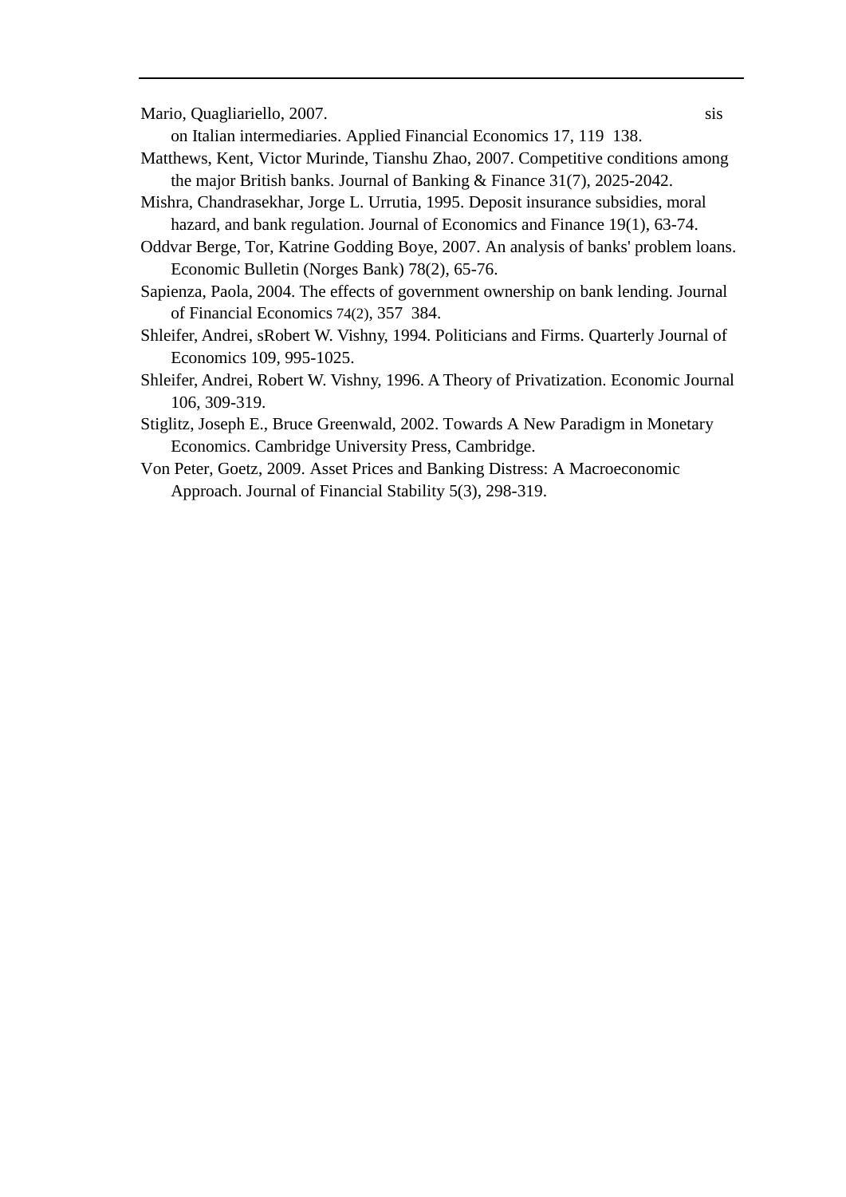Mario, Quagliariello, 2007. sis on Italian intermediaries. Applied Financial Economics 17, 119 138.

Matthews, Kent, Victor Murinde, Tianshu Zhao, 2007. Competitive conditions among the major British banks. Journal of Banking & Finance 31(7), 2025-2042.

Mishra, Chandrasekhar, Jorge L. Urrutia, 1995. Deposit insurance subsidies, moral hazard, and bank regulation. Journal of Economics and Finance 19(1), 63-74.

Oddvar Berge, Tor, Katrine Godding Boye, 2007. An analysis of banks' problem loans. Economic Bulletin (Norges Bank) 78(2), 65-76.

Sapienza, Paola, 2004. The effects of government ownership on bank lending. Journal of Financial Economics 74(2), 357 384.

Shleifer, Andrei, sRobert W. Vishny, 1994. Politicians and Firms. Quarterly Journal of Economics 109, 995-1025.

Shleifer, Andrei, Robert W. Vishny, 1996. A Theory of Privatization. Economic Journal 106, 309-319.

Stiglitz, Joseph E., Bruce Greenwald, 2002. Towards A New Paradigm in Monetary Economics. Cambridge University Press, Cambridge.

Von Peter, Goetz, 2009. Asset Prices and Banking Distress: A Macroeconomic Approach. Journal of Financial Stability 5(3), 298-319.